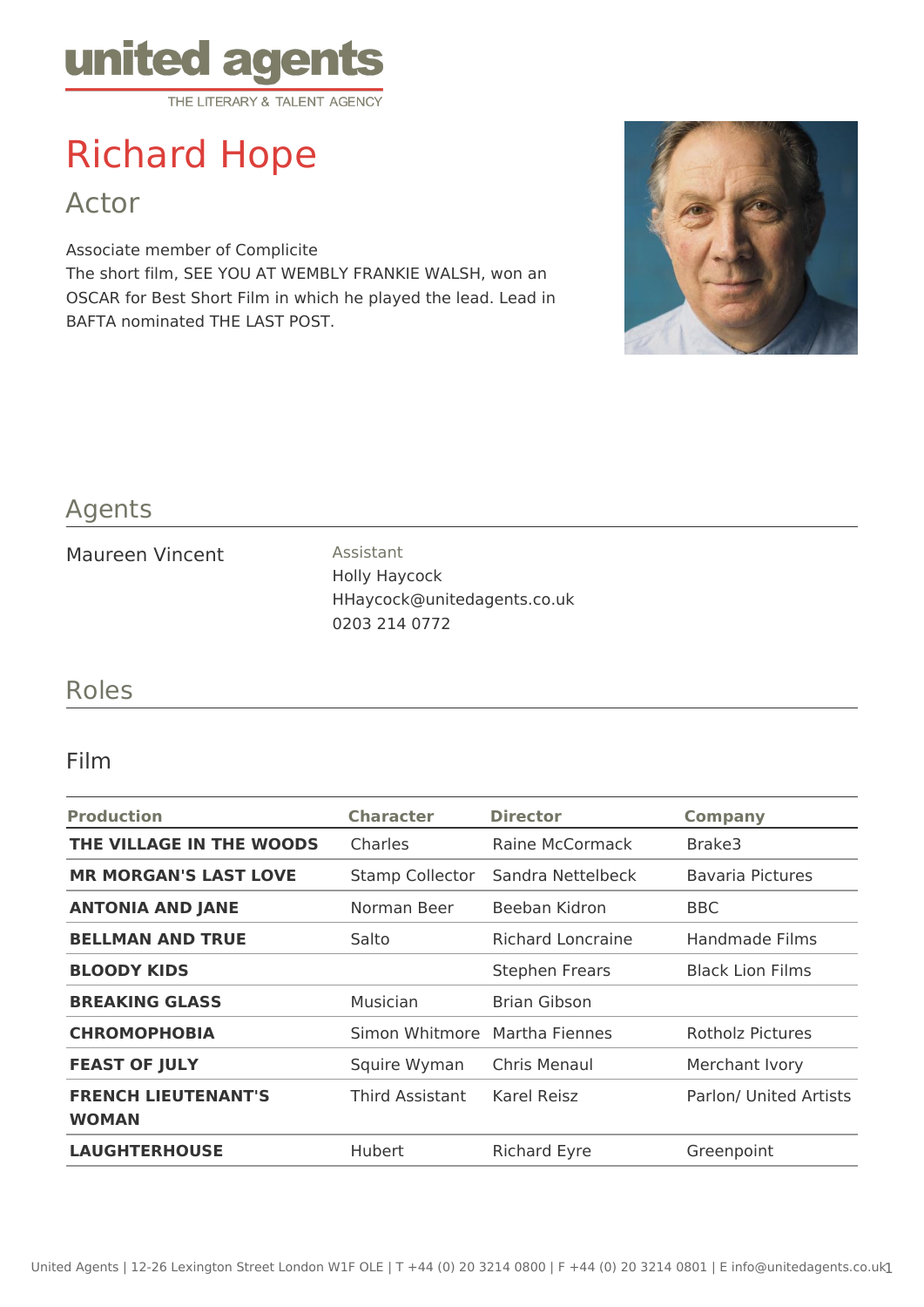united agents
THE LITERARY & TALENT AGENCY

# Richard Hope

## Actor

Associate member of Complicite
The short film, SEE YOU AT WEMBLY FRANKIE WALSH, won an OSCAR for Best Short Film in which he played the lead. Lead in BAFTA nominated THE LAST POST.

## Agents

Maureen Vincent

Assistant
Holly Haycock
HHaycock@unitedagents.co.uk
0203 214 0772

## Roles

### Film

| Production | Character | Director | Company |
|---|---|---|---|
| **THE VILLAGE IN THE WOODS** | Charles | Raine McCormack | Brake3 |
| **MR MORGAN'S LAST LOVE** | Stamp Collector | Sandra Nettelbeck | Bavaria Pictures |
| **ANTONIA AND JANE** | Norman Beer | Beeban Kidron | BBC |
| **BELLMAN AND TRUE** | Salto | Richard Loncraine | Handmade Films |
| **BLOODY KIDS** | | Stephen Frears | Black Lion Films |
| **BREAKING GLASS** | Musician | Brian Gibson | |
| **CHROMOPHOBIA** | Simon Whitmore | Martha Fiennes | Rotholz Pictures |
| **FEAST OF JULY** | Squire Wyman | Chris Menaul | Merchant Ivory |
| **FRENCH LIEUTENANT'S WOMAN** | Third Assistant | Karel Reisz | Parlon/ United Artists |
| **LAUGHTERHOUSE** | Hubert | Richard Eyre | Greenpoint |

United Agents | 12-26 Lexington Street London W1F OLE | T +44 (0) 20 3214 0800 | F +44 (0) 20 3214 0801 | E info@unitedagents.co.uk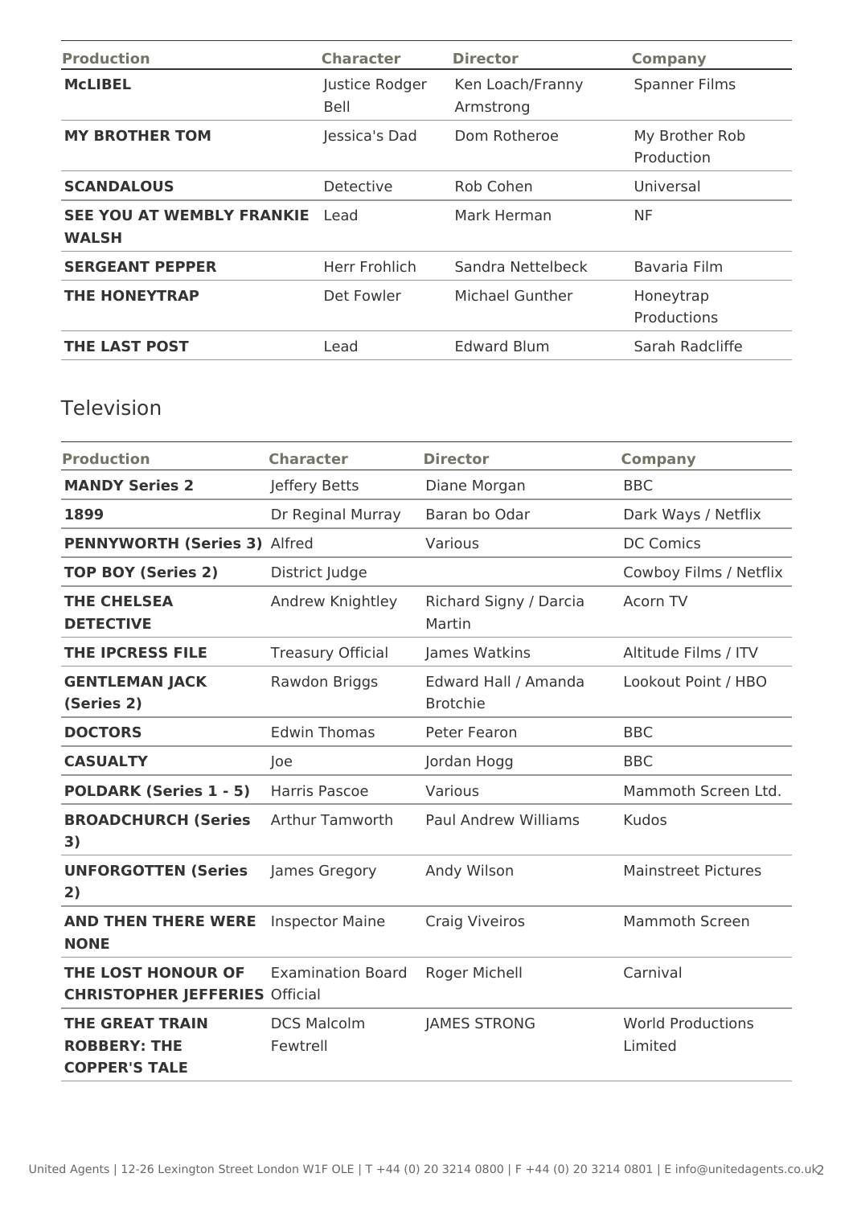| Production | Character | Director | Company |
|---|---|---|---|
| **McLIBEL** | Justice Rodger Bell | Ken Loach/Franny Armstrong | Spanner Films |
| **MY BROTHER TOM** | Jessica's Dad | Dom Rotheroe | My Brother Rob Production |
| **SCANDALOUS** | Detective | Rob Cohen | Universal |
| **SEE YOU AT WEMBLY FRANKIE WALSH** | Lead | Mark Herman | NF |
| **SERGEANT PEPPER** | Herr Frohlich | Sandra Nettelbeck | Bavaria Film |
| **THE HONEYTRAP** | Det Fowler | Michael Gunther | Honeytrap Productions |
| **THE LAST POST** | Lead | Edward Blum | Sarah Radcliffe |

## Television

| Production | Character | Director | Company |
|---|---|---|---|
| **MANDY Series 2** | Jeffery Betts | Diane Morgan | BBC |
| **1899** | Dr Reginal Murray | Baran bo Odar | Dark Ways / Netflix |
| **PENNYWORTH (Series 3)** | Alfred | Various | DC Comics |
| **TOP BOY (Series 2)** | District Judge | | Cowboy Films / Netflix |
| **THE CHELSEA DETECTIVE** | Andrew Knightley | Richard Signy / Darcia Martin | Acorn TV |
| **THE IPCRESS FILE** | Treasury Official | James Watkins | Altitude Films / ITV |
| **GENTLEMAN JACK (Series 2)** | Rawdon Briggs | Edward Hall / Amanda Brotchie | Lookout Point / HBO |
| **DOCTORS** | Edwin Thomas | Peter Fearon | BBC |
| **CASUALTY** | Joe | Jordan Hogg | BBC |
| **POLDARK (Series 1 - 5)** | Harris Pascoe | Various | Mammoth Screen Ltd. |
| **BROADCHURCH (Series 3)** | Arthur Tamworth | Paul Andrew Williams | Kudos |
| **UNFORGOTTEN (Series 2)** | James Gregory | Andy Wilson | Mainstreet Pictures |
| **AND THEN THERE WERE NONE** | Inspector Maine | Craig Viveiros | Mammoth Screen |
| **THE LOST HONOUR OF CHRISTOPHER JEFFERIES** | Examination Board Official | Roger Michell | Carnival |
| **THE GREAT TRAIN ROBBERY: THE COPPER'S TALE** | DCS Malcolm Fewtrell | JAMES STRONG | World Productions Limited |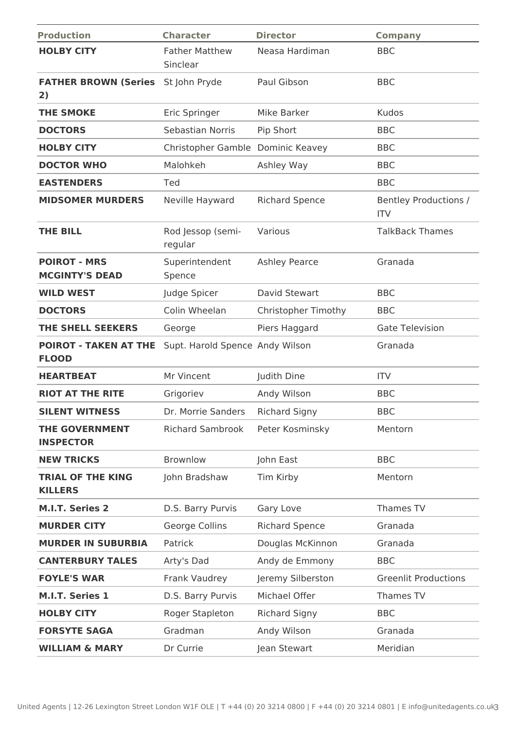| Production | Character | Director | Company |
| --- | --- | --- | --- |
| **HOLBY CITY** | Father Matthew Sinclear | Neasa Hardiman | BBC |
| **FATHER BROWN (Series 2)** | St John Pryde | Paul Gibson | BBC |
| **THE SMOKE** | Eric Springer | Mike Barker | Kudos |
| **DOCTORS** | Sebastian Norris | Pip Short | BBC |
| **HOLBY CITY** | Christopher Gamble | Dominic Keavey | BBC |
| **DOCTOR WHO** | Malohkeh | Ashley Way | BBC |
| **EASTENDERS** | Ted | | BBC |
| **MIDSOMER MURDERS** | Neville Hayward | Richard Spence | Bentley Productions / ITV |
| **THE BILL** | Rod Jessop (semi-regular | Various | TalkBack Thames |
| **POIROT - MRS MCGINTY'S DEAD** | Superintendent Spence | Ashley Pearce | Granada |
| **WILD WEST** | Judge Spicer | David Stewart | BBC |
| **DOCTORS** | Colin Wheelan | Christopher Timothy | BBC |
| **THE SHELL SEEKERS** | George | Piers Haggard | Gate Television |
| **POIROT - TAKEN AT THE FLOOD** | Supt. Harold Spence | Andy Wilson | Granada |
| **HEARTBEAT** | Mr Vincent | Judith Dine | ITV |
| **RIOT AT THE RITE** | Grigoriev | Andy Wilson | BBC |
| **SILENT WITNESS** | Dr. Morrie Sanders | Richard Signy | BBC |
| **THE GOVERNMENT INSPECTOR** | Richard Sambrook | Peter Kosminsky | Mentorn |
| **NEW TRICKS** | Brownlow | John East | BBC |
| **TRIAL OF THE KING KILLERS** | John Bradshaw | Tim Kirby | Mentorn |
| **M.I.T. Series 2** | D.S. Barry Purvis | Gary Love | Thames TV |
| **MURDER CITY** | George Collins | Richard Spence | Granada |
| **MURDER IN SUBURBIA** | Patrick | Douglas McKinnon | Granada |
| **CANTERBURY TALES** | Arty's Dad | Andy de Emmony | BBC |
| **FOYLE'S WAR** | Frank Vaudrey | Jeremy Silberston | Greenlit Productions |
| **M.I.T. Series 1** | D.S. Barry Purvis | Michael Offer | Thames TV |
| **HOLBY CITY** | Roger Stapleton | Richard Signy | BBC |
| **FORSYTE SAGA** | Gradman | Andy Wilson | Granada |
| **WILLIAM & MARY** | Dr Currie | Jean Stewart | Meridian |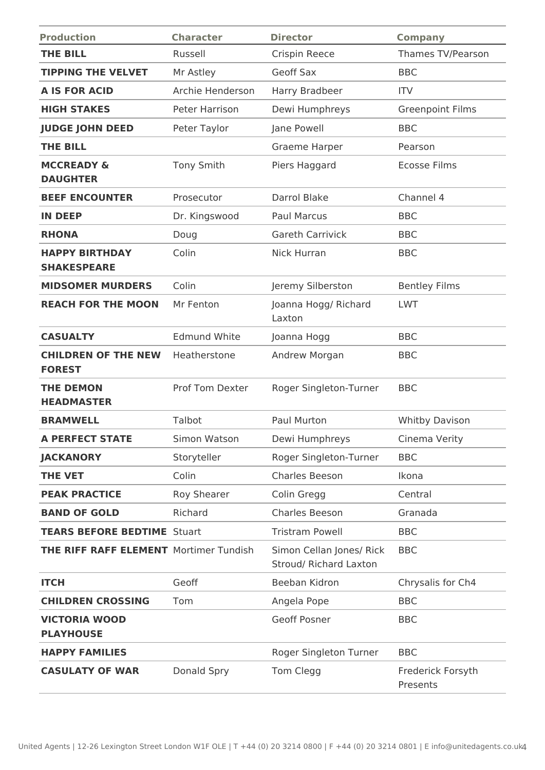| Production | Character | Director | Company |
|---|---|---|---|
| **THE BILL** | Russell | Crispin Reece | Thames TV/Pearson |
| **TIPPING THE VELVET** | Mr Astley | Geoff Sax | BBC |
| **A IS FOR ACID** | Archie Henderson | Harry Bradbeer | ITV |
| **HIGH STAKES** | Peter Harrison | Dewi Humphreys | Greenpoint Films |
| **JUDGE JOHN DEED** | Peter Taylor | Jane Powell | BBC |
| **THE BILL** | | Graeme Harper | Pearson |
| **MCCREADY & DAUGHTER** | Tony Smith | Piers Haggard | Ecosse Films |
| **BEEF ENCOUNTER** | Prosecutor | Darrol Blake | Channel 4 |
| **IN DEEP** | Dr. Kingswood | Paul Marcus | BBC |
| **RHONA** | Doug | Gareth Carrivick | BBC |
| **HAPPY BIRTHDAY SHAKESPEARE** | Colin | Nick Hurran | BBC |
| **MIDSOMER MURDERS** | Colin | Jeremy Silberston | Bentley Films |
| **REACH FOR THE MOON** | Mr Fenton | Joanna Hogg/ Richard Laxton | LWT |
| **CASUALTY** | Edmund White | Joanna Hogg | BBC |
| **CHILDREN OF THE NEW FOREST** | Heatherstone | Andrew Morgan | BBC |
| **THE DEMON HEADMASTER** | Prof Tom Dexter | Roger Singleton-Turner | BBC |
| **BRAMWELL** | Talbot | Paul Murton | Whitby Davison |
| **A PERFECT STATE** | Simon Watson | Dewi Humphreys | Cinema Verity |
| **JACKANORY** | Storyteller | Roger Singleton-Turner | BBC |
| **THE VET** | Colin | Charles Beeson | Ikona |
| **PEAK PRACTICE** | Roy Shearer | Colin Gregg | Central |
| **BAND OF GOLD** | Richard | Charles Beeson | Granada |
| **TEARS BEFORE BEDTIME** | Stuart | Tristram Powell | BBC |
| **THE RIFF RAFF ELEMENT** | Mortimer Tundish | Simon Cellan Jones/ Rick Stroud/ Richard Laxton | BBC |
| **ITCH** | Geoff | Beeban Kidron | Chrysalis for Ch4 |
| **CHILDREN CROSSING** | Tom | Angela Pope | BBC |
| **VICTORIA WOOD PLAYHOUSE** | | Geoff Posner | BBC |
| **HAPPY FAMILIES** | | Roger Singleton Turner | BBC |
| **CASULATY OF WAR** | Donald Spry | Tom Clegg | Frederick Forsyth Presents |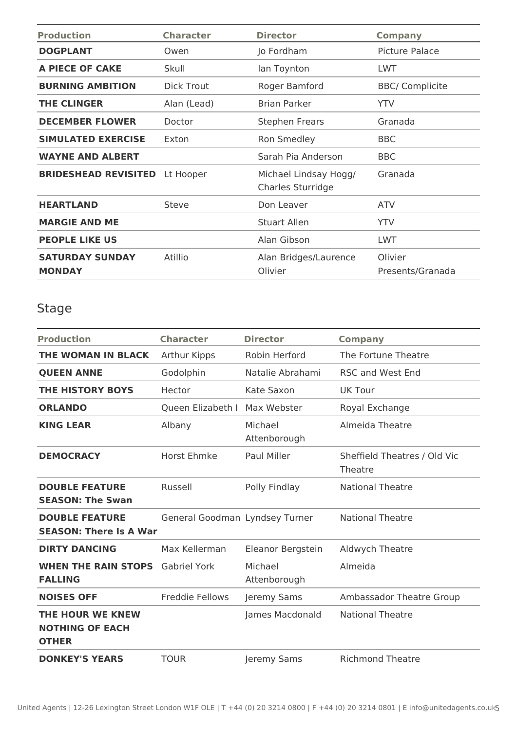| Production | Character | Director | Company |
|---|---|---|---|
| **DOGPLANT** | Owen | Jo Fordham | Picture Palace |
| **A PIECE OF CAKE** | Skull | Ian Toynton | LWT |
| **BURNING AMBITION** | Dick Trout | Roger Bamford | BBC/ Complicite |
| **THE CLINGER** | Alan (Lead) | Brian Parker | YTV |
| **DECEMBER FLOWER** | Doctor | Stephen Frears | Granada |
| **SIMULATED EXERCISE** | Exton | Ron Smedley | BBC |
| **WAYNE AND ALBERT** | | Sarah Pia Anderson | BBC |
| **BRIDESHEAD REVISITED** | Lt Hooper | Michael Lindsay Hogg/ Charles Sturridge | Granada |
| **HEARTLAND** | Steve | Don Leaver | ATV |
| **MARGIE AND ME** | | Stuart Allen | YTV |
| **PEOPLE LIKE US** | | Alan Gibson | LWT |
| **SATURDAY SUNDAY MONDAY** | Atillio | Alan Bridges/Laurence Olivier | Olivier Presents/Granada |

## Stage

| Production | Character | Director | Company |
|---|---|---|---|
| **THE WOMAN IN BLACK** | Arthur Kipps | Robin Herford | The Fortune Theatre |
| **QUEEN ANNE** | Godolphin | Natalie Abrahami | RSC and West End |
| **THE HISTORY BOYS** | Hector | Kate Saxon | UK Tour |
| **ORLANDO** | Queen Elizabeth I | Max Webster | Royal Exchange |
| **KING LEAR** | Albany | Michael Attenborough | Almeida Theatre |
| **DEMOCRACY** | Horst Ehmke | Paul Miller | Sheffield Theatres / Old Vic Theatre |
| **DOUBLE FEATURE SEASON: The Swan** | Russell | Polly Findlay | National Theatre |
| **DOUBLE FEATURE SEASON: There Is A War** | General Goodman | Lyndsey Turner | National Theatre |
| **DIRTY DANCING** | Max Kellerman | Eleanor Bergstein | Aldwych Theatre |
| **WHEN THE RAIN STOPS FALLING** | Gabriel York | Michael Attenborough | Almeida |
| **NOISES OFF** | Freddie Fellows | Jeremy Sams | Ambassador Theatre Group |
| **THE HOUR WE KNEW NOTHING OF EACH OTHER** | | James Macdonald | National Theatre |
| **DONKEY'S YEARS** | TOUR | Jeremy Sams | Richmond Theatre |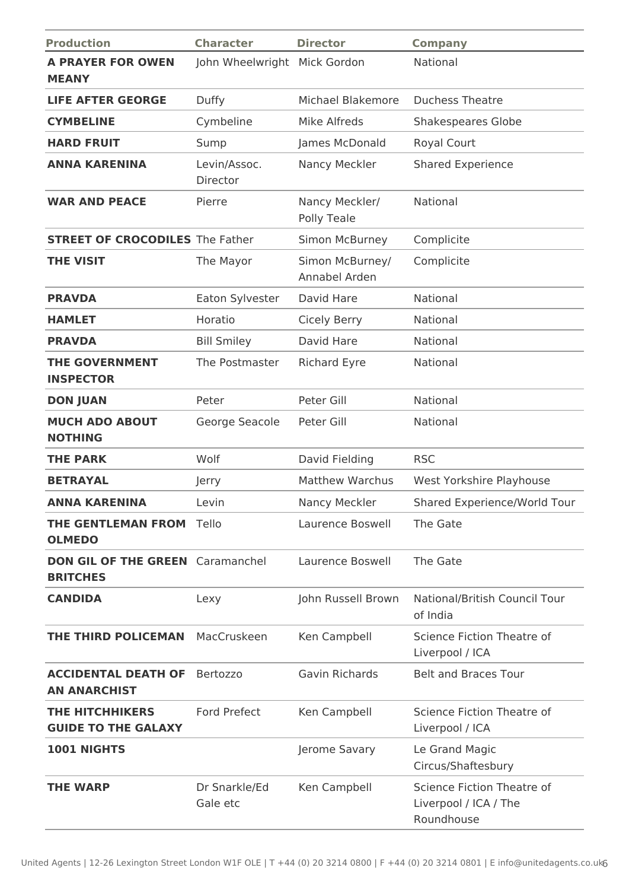| Production | Character | Director | Company |
|---|---|---|---|
| **A PRAYER FOR OWEN MEANY** | John Wheelwright | Mick Gordon | National |
| **LIFE AFTER GEORGE** | Duffy | Michael Blakemore | Duchess Theatre |
| **CYMBELINE** | Cymbeline | Mike Alfreds | Shakespeares Globe |
| **HARD FRUIT** | Sump | James McDonald | Royal Court |
| **ANNA KARENINA** | Levin/Assoc. Director | Nancy Meckler | Shared Experience |
| **WAR AND PEACE** | Pierre | Nancy Meckler/ Polly Teale | National |
| **STREET OF CROCODILES** | The Father | Simon McBurney | Complicite |
| **THE VISIT** | The Mayor | Simon McBurney/ Annabel Arden | Complicite |
| **PRAVDA** | Eaton Sylvester | David Hare | National |
| **HAMLET** | Horatio | Cicely Berry | National |
| **PRAVDA** | Bill Smiley | David Hare | National |
| **THE GOVERNMENT INSPECTOR** | The Postmaster | Richard Eyre | National |
| **DON JUAN** | Peter | Peter Gill | National |
| **MUCH ADO ABOUT NOTHING** | George Seacole | Peter Gill | National |
| **THE PARK** | Wolf | David Fielding | RSC |
| **BETRAYAL** | Jerry | Matthew Warchus | West Yorkshire Playhouse |
| **ANNA KARENINA** | Levin | Nancy Meckler | Shared Experience/World Tour |
| **THE GENTLEMAN FROM OLMEDO** | Tello | Laurence Boswell | The Gate |
| **DON GIL OF THE GREEN BRITCHES** | Caramanchel | Laurence Boswell | The Gate |
| **CANDIDA** | Lexy | John Russell Brown | National/British Council Tour of India |
| **THE THIRD POLICEMAN** | MacCruskeen | Ken Campbell | Science Fiction Theatre of Liverpool / ICA |
| **ACCIDENTAL DEATH OF AN ANARCHIST** | Bertozzo | Gavin Richards | Belt and Braces Tour |
| **THE HITCHHIKERS GUIDE TO THE GALAXY** | Ford Prefect | Ken Campbell | Science Fiction Theatre of Liverpool / ICA |
| **1001 NIGHTS** | | Jerome Savary | Le Grand Magic Circus/Shaftesbury |
| **THE WARP** | Dr Snarkle/Ed Gale etc | Ken Campbell | Science Fiction Theatre of Liverpool / ICA / The Roundhouse |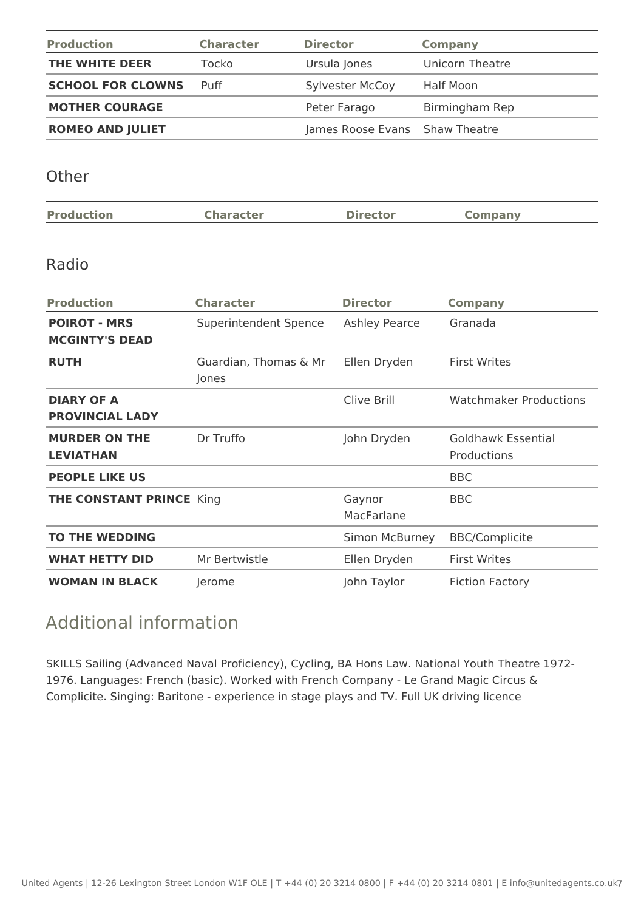| Production | Character | Director | Company |
|---|---|---|---|
| **THE WHITE DEER** | Tocko | Ursula Jones | Unicorn Theatre |
| **SCHOOL FOR CLOWNS** | Puff | Sylvester McCoy | Half Moon |
| **MOTHER COURAGE** | | Peter Farago | Birmingham Rep |
| **ROMEO AND JULIET** | | James Roose Evans | Shaw Theatre |

### Other

| Production | Character | Director | Company |
|---|---|---|---|

### Radio

| Production | Character | Director | Company |
|---|---|---|---|
| **POIROT - MRS MCGINTY'S DEAD** | Superintendent Spence | Ashley Pearce | Granada |
| **RUTH** | Guardian, Thomas & Mr Jones | Ellen Dryden | First Writes |
| **DIARY OF A PROVINCIAL LADY** | | Clive Brill | Watchmaker Productions |
| **MURDER ON THE LEVIATHAN** | Dr Truffo | John Dryden | Goldhawk Essential Productions |
| **PEOPLE LIKE US** | | | BBC |
| **THE CONSTANT PRINCE** | King | Gaynor MacFarlane | BBC |
| **TO THE WEDDING** | | Simon McBurney | BBC/Complicite |
| **WHAT HETTY DID** | Mr Bertwistle | Ellen Dryden | First Writes |
| **WOMAN IN BLACK** | Jerome | John Taylor | Fiction Factory |

## Additional information

SKILLS Sailing (Advanced Naval Proficiency), Cycling, BA Hons Law. National Youth Theatre 1972-1976. Languages: French (basic). Worked with French Company - Le Grand Magic Circus & Complicite. Singing: Baritone - experience in stage plays and TV. Full UK driving licence